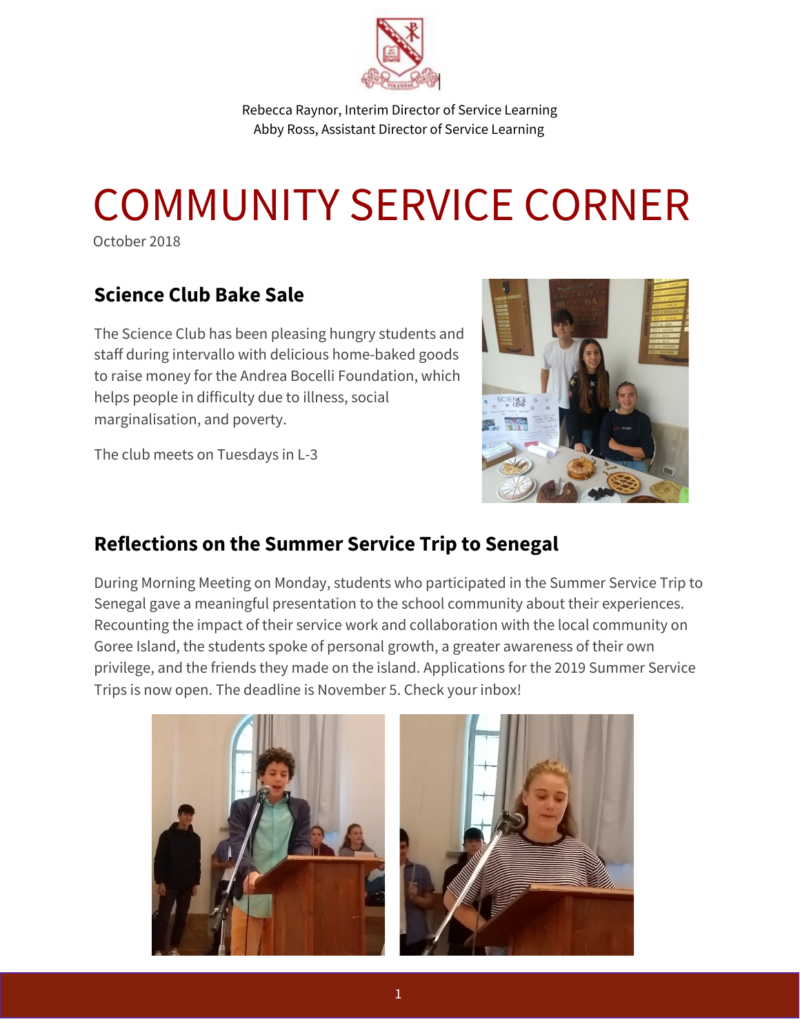Rebecca Raynor, Interim Director of Service Learning
Abby Ross, Assistant Director of Service Learning

# COMMUNITY SERVICE CORNER

October 2018

## Science Club Bake Sale

The Science Club has been pleasing hungry students and staff during intervallo with delicious home-baked goods to raise money for the Andrea Bocelli Foundation, which helps people in difficulty due to illness, social marginalisation, and poverty.

The club meets on Tuesdays in L-3

## Reflections on the Summer Service Trip to Senegal

During Morning Meeting on Monday, students who participated in the Summer Service Trip to Senegal gave a meaningful presentation to the school community about their experiences. Recounting the impact of their service work and collaboration with the local community on Goree Island, the students spoke of personal growth, a greater awareness of their own privilege, and the friends they made on the island. Applications for the 2019 Summer Service Trips is now open. The deadline is November 5. Check your inbox!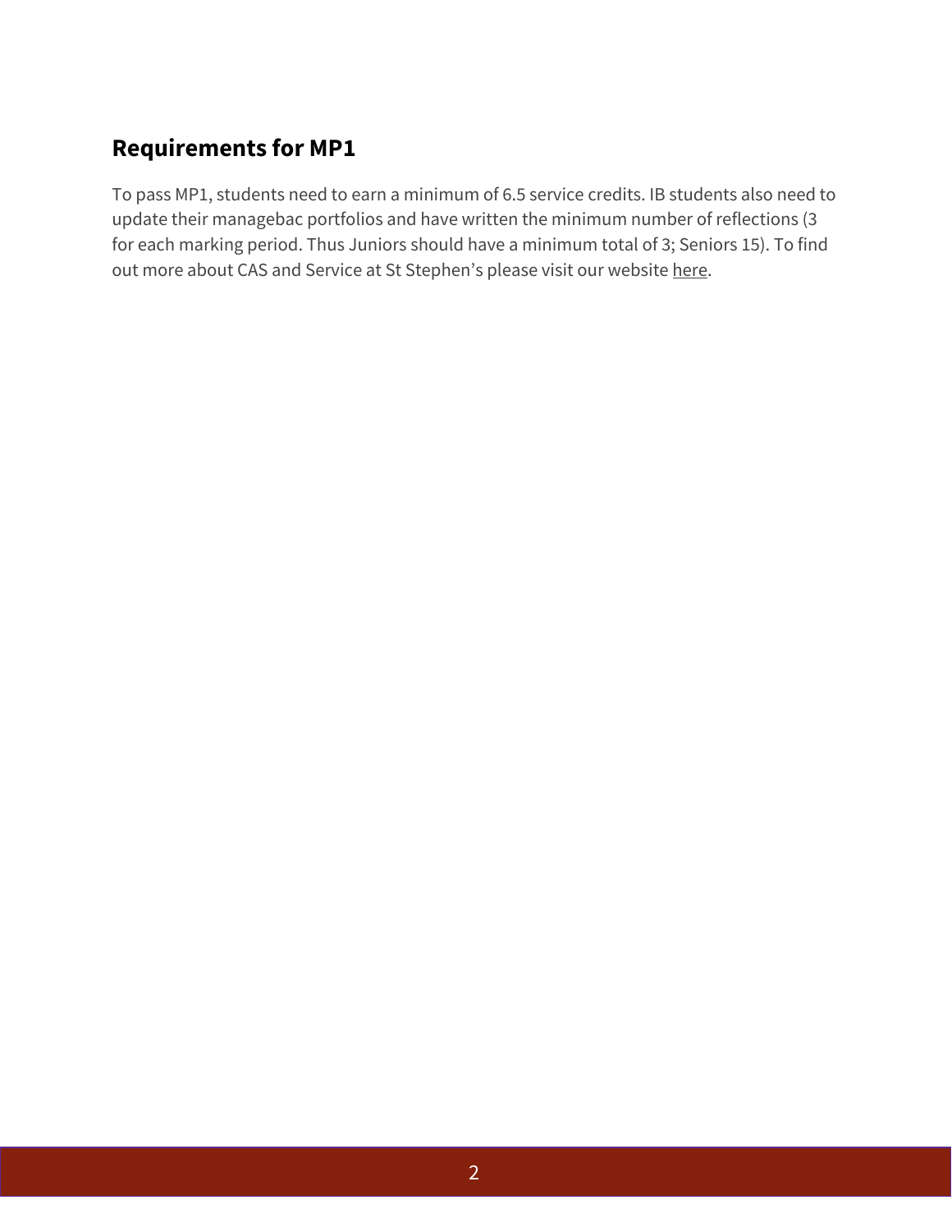## Requirements for MP1

To pass MP1, students need to earn a minimum of 6.5 service credits. IB students also need to update their managebac portfolios and have written the minimum number of reflections (3 for each marking period. Thus Juniors should have a minimum total of 3; Seniors 15). To find out more about CAS and Service at St Stephen's please visit our website here.